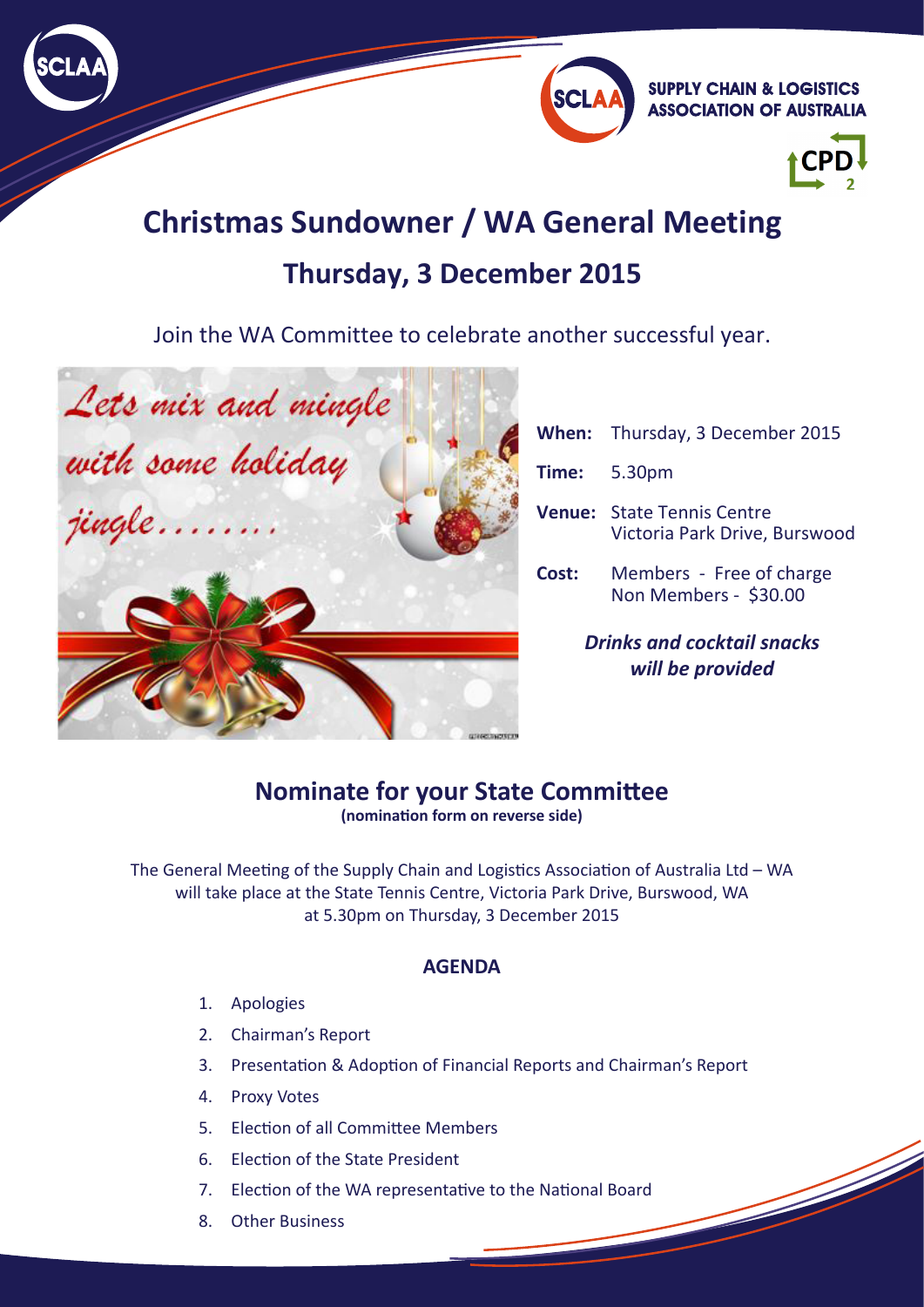SUPPLY CHAIN & LOGISTICS ASSOCIATION OF AUSTRALIA

# Christmas Sundowner / WA General Meeting

## Thursday, 3 December 2015

Join the WA Committee to celebrate another successful year.

Lets mix and mingle with some holiday jingle.......

**When:** Thursday, 3 December 2015

**Time:** 5.30pm

**Venue:** State Tennis Centre
Victoria Park Drive, Burswood

**Cost:** Members - Free of charge
Non Members - $30.00

***Drinks and cocktail snacks will be provided***

## Nominate for your State Committee

**(nomination form on reverse side)**

The General Meeting of the Supply Chain and Logistics Association of Australia Ltd – WA will take place at the State Tennis Centre, Victoria Park Drive, Burswood, WA at 5.30pm on Thursday, 3 December 2015

### AGENDA

1. Apologies
2. Chairman's Report
3. Presentation & Adoption of Financial Reports and Chairman's Report
4. Proxy Votes
5. Election of all Committee Members
6. Election of the State President
7. Election of the WA representative to the National Board
8. Other Business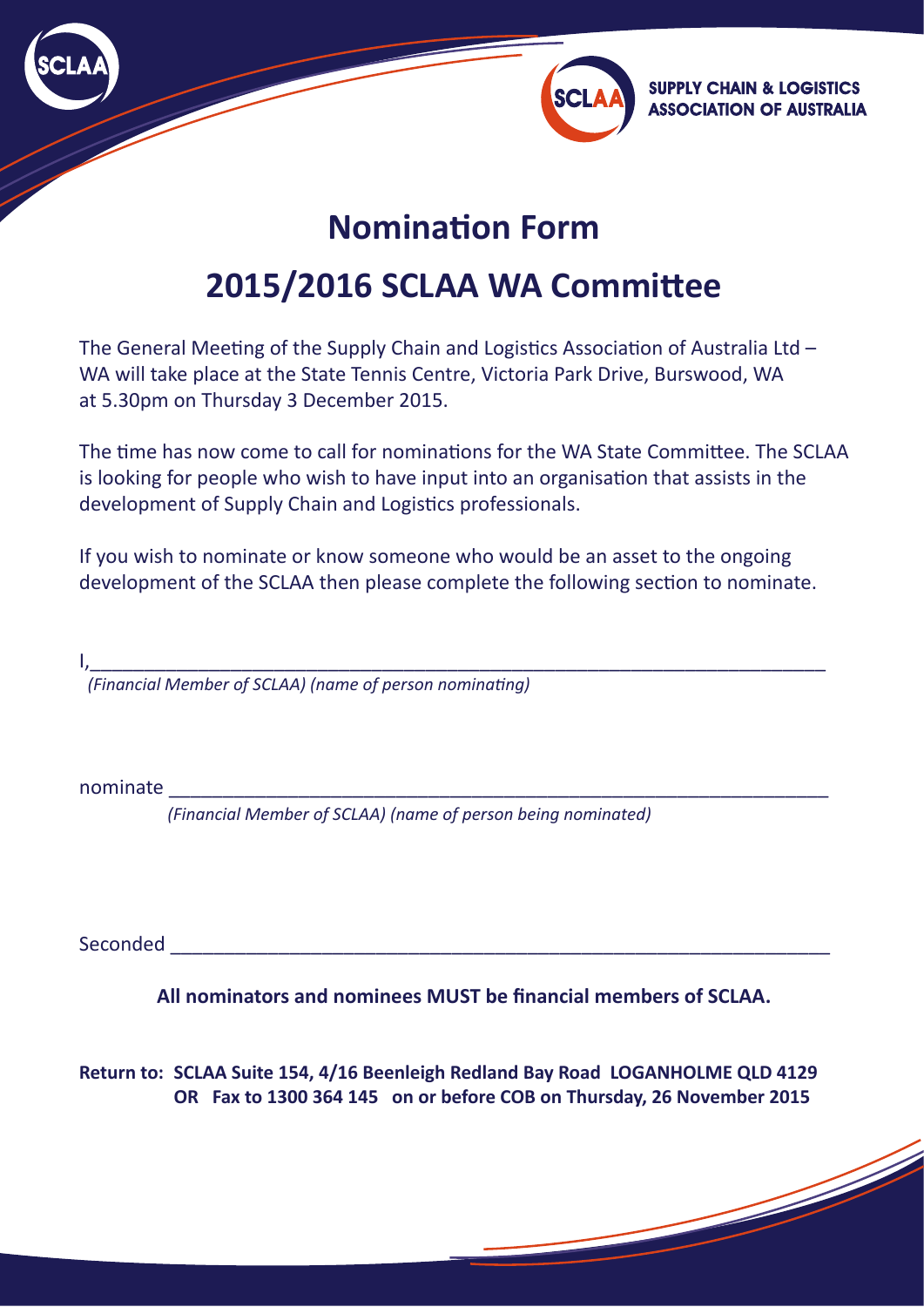SCLAA

SUPPLY CHAIN & LOGISTICS ASSOCIATION OF AUSTRALIA

# Nomination Form

# 2015/2016 SCLAA WA Committee

The General Meeting of the Supply Chain and Logistics Association of Australia Ltd – WA will take place at the State Tennis Centre, Victoria Park Drive, Burswood, WA at 5.30pm on Thursday 3 December 2015.

The time has now come to call for nominations for the WA State Committee. The SCLAA is looking for people who wish to have input into an organisation that assists in the development of Supply Chain and Logistics professionals.

If you wish to nominate or know someone who would be an asset to the ongoing development of the SCLAA then please complete the following section to nominate.

I,______________________________________________________________________

*(Financial Member of SCLAA) (name of person nominating)*

nominate ____________________________________________________________

*(Financial Member of SCLAA) (name of person being nominated)*

Seconded ____________________________________________________________

**All nominators and nominees MUST be financial members of SCLAA.**

**Return to: SCLAA Suite 154, 4/16 Beenleigh Redland Bay Road LOGANHOLME QLD 4129**
**OR Fax to 1300 364 145 on or before COB on Thursday, 26 November 2015**